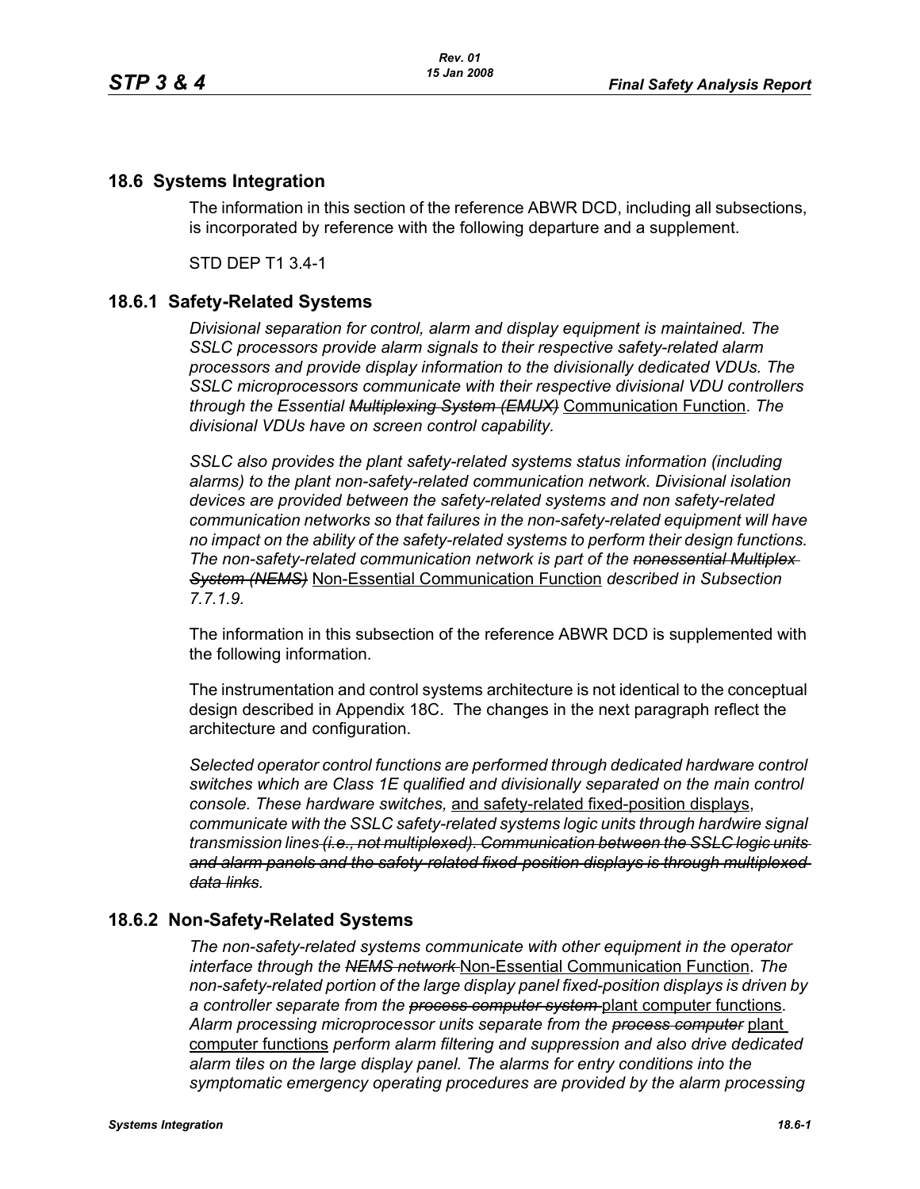## 18.6 Systems Integration

The information in this section of the reference ABWR DCD, including all subsections, is incorporated by reference with the following departure and a supplement.

STD DEP T1 3.4-1

### 18.6.1 Safety-Related Systems

*Divisional separation for control, alarm and display equipment is maintained. The SSLC processors provide alarm signals to their respective safety-related alarm processors and provide display information to the divisionally dedicated VDUs. The SSLC microprocessors communicate with their respective divisional VDU controllers through the Essential ~~Multiplexing System (EMUX)~~* <u>Communication Function</u>. *The divisional VDUs have on screen control capability.*

*SSLC also provides the plant safety-related systems status information (including alarms) to the plant non-safety-related communication network. Divisional isolation devices are provided between the safety-related systems and non safety-related communication networks so that failures in the non-safety-related equipment will have no impact on the ability of the safety-related systems to perform their design functions. The non-safety-related communication network is part of the ~~nonessential Multiplex System (NEMS)~~* <u>Non-Essential Communication Function</u> *described in Subsection 7.7.1.9.*

The information in this subsection of the reference ABWR DCD is supplemented with the following information.

The instrumentation and control systems architecture is not identical to the conceptual design described in Appendix 18C. The changes in the next paragraph reflect the architecture and configuration.

*Selected operator control functions are performed through dedicated hardware control switches which are Class 1E qualified and divisionally separated on the main control console. These hardware switches,* <u>and safety-related fixed-position displays</u>, *communicate with the SSLC safety-related systems logic units through hardwire signal transmission lines ~~(i.e., not multiplexed). Communication between the SSLC logic units and alarm panels and the safety-related fixed-position displays is through multiplexed data links~~.*

### 18.6.2 Non-Safety-Related Systems

*The non-safety-related systems communicate with other equipment in the operator interface through the ~~NEMS network~~* <u>Non-Essential Communication Function</u>. *The non-safety-related portion of the large display panel fixed-position displays is driven by a controller separate from the ~~process computer system~~* <u>plant computer functions</u>. *Alarm processing microprocessor units separate from the ~~process computer~~* <u>plant computer functions</u> *perform alarm filtering and suppression and also drive dedicated alarm tiles on the large display panel. The alarms for entry conditions into the symptomatic emergency operating procedures are provided by the alarm processing*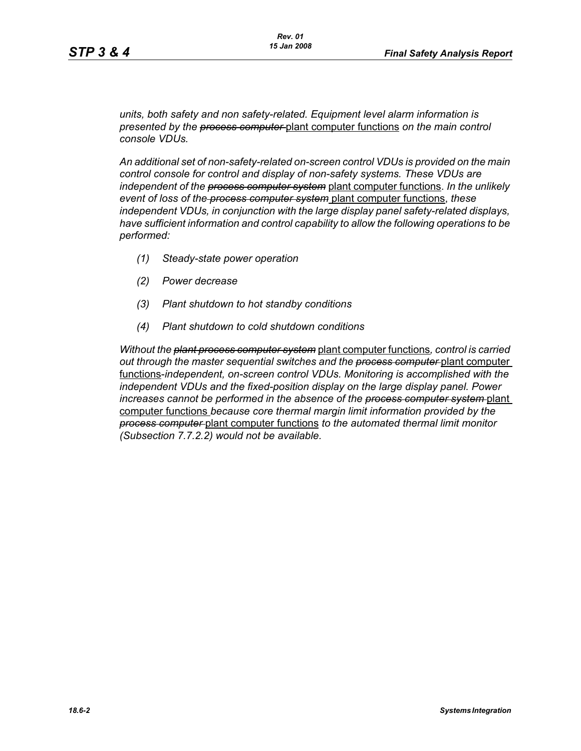*units, both safety and non safety-related. Equipment level alarm information is presented by the* ~~*process computer*~~ plant computer functions *on the main control console VDUs.*

*An additional set of non-safety-related on-screen control VDUs is provided on the main control console for control and display of non-safety systems. These VDUs are independent of the* ~~*process computer system*~~ plant computer functions. *In the unlikely event of loss of the* ~~*process computer system*~~ plant computer functions, *these independent VDUs, in conjunction with the large display panel safety-related displays, have sufficient information and control capability to allow the following operations to be performed:*

*(1) Steady-state power operation*

*(2) Power decrease*

*(3) Plant shutdown to hot standby conditions*

*(4) Plant shutdown to cold shutdown conditions*

*Without the* ~~*plant process computer system*~~ plant computer functions*, control is carried out through the master sequential switches and the* ~~*process computer*~~ plant computer functions-*independent, on-screen control VDUs. Monitoring is accomplished with the independent VDUs and the fixed-position display on the large display panel. Power increases cannot be performed in the absence of the* ~~*process computer system*~~ plant computer functions *because core thermal margin limit information provided by the* ~~*process computer*~~ plant computer functions *to the automated thermal limit monitor (Subsection 7.7.2.2) would not be available.*